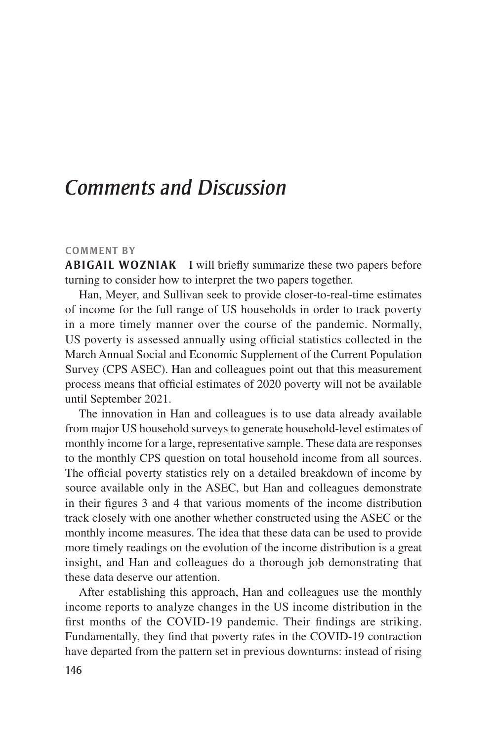# Comments and Discussion

## COMMENT BY

**ABIGAIL WOZNIAK** I will briefly summarize these two papers before turning to consider how to interpret the two papers together.

Han, Meyer, and Sullivan seek to provide closer-to-real-time estimates of income for the full range of US households in order to track poverty in a more timely manner over the course of the pandemic. Normally, US poverty is assessed annually using official statistics collected in the March Annual Social and Economic Supplement of the Current Population Survey (CPS ASEC). Han and colleagues point out that this measurement process means that official estimates of 2020 poverty will not be available until September 2021.

The innovation in Han and colleagues is to use data already available from major US household surveys to generate household-level estimates of monthly income for a large, representative sample. These data are responses to the monthly CPS question on total household income from all sources. The official poverty statistics rely on a detailed breakdown of income by source available only in the ASEC, but Han and colleagues demonstrate in their figures 3 and 4 that various moments of the income distribution track closely with one another whether constructed using the ASEC or the monthly income measures. The idea that these data can be used to provide more timely readings on the evolution of the income distribution is a great insight, and Han and colleagues do a thorough job demonstrating that these data deserve our attention.

After establishing this approach, Han and colleagues use the monthly income reports to analyze changes in the US income distribution in the first months of the COVID-19 pandemic. Their findings are striking. Fundamentally, they find that poverty rates in the COVID-19 contraction have departed from the pattern set in previous downturns: instead of rising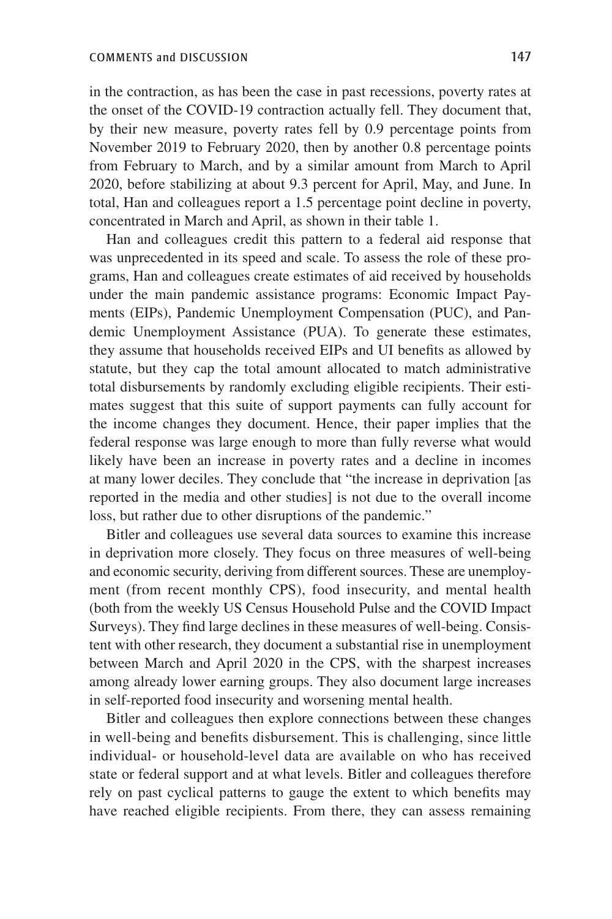in the contraction, as has been the case in past recessions, poverty rates at the onset of the COVID-19 contraction actually fell. They document that, by their new measure, poverty rates fell by 0.9 percentage points from November 2019 to February 2020, then by another 0.8 percentage points from February to March, and by a similar amount from March to April 2020, before stabilizing at about 9.3 percent for April, May, and June. In total, Han and colleagues report a 1.5 percentage point decline in poverty, concentrated in March and April, as shown in their table 1.

Han and colleagues credit this pattern to a federal aid response that was unprecedented in its speed and scale. To assess the role of these programs, Han and colleagues create estimates of aid received by households under the main pandemic assistance programs: Economic Impact Payments (EIPs), Pandemic Unemployment Compensation (PUC), and Pandemic Unemployment Assistance (PUA). To generate these estimates, they assume that households received EIPs and UI benefits as allowed by statute, but they cap the total amount allocated to match administrative total disbursements by randomly excluding eligible recipients. Their estimates suggest that this suite of support payments can fully account for the income changes they document. Hence, their paper implies that the federal response was large enough to more than fully reverse what would likely have been an increase in poverty rates and a decline in incomes at many lower deciles. They conclude that "the increase in deprivation [as reported in the media and other studies] is not due to the overall income loss, but rather due to other disruptions of the pandemic."

Bitler and colleagues use several data sources to examine this increase in deprivation more closely. They focus on three measures of well-being and economic security, deriving from different sources. These are unemployment (from recent monthly CPS), food insecurity, and mental health (both from the weekly US Census Household Pulse and the COVID Impact Surveys). They find large declines in these measures of well-being. Consistent with other research, they document a substantial rise in unemployment between March and April 2020 in the CPS, with the sharpest increases among already lower earning groups. They also document large increases in self-reported food insecurity and worsening mental health.

Bitler and colleagues then explore connections between these changes in well-being and benefits disbursement. This is challenging, since little individual- or household-level data are available on who has received state or federal support and at what levels. Bitler and colleagues therefore rely on past cyclical patterns to gauge the extent to which benefits may have reached eligible recipients. From there, they can assess remaining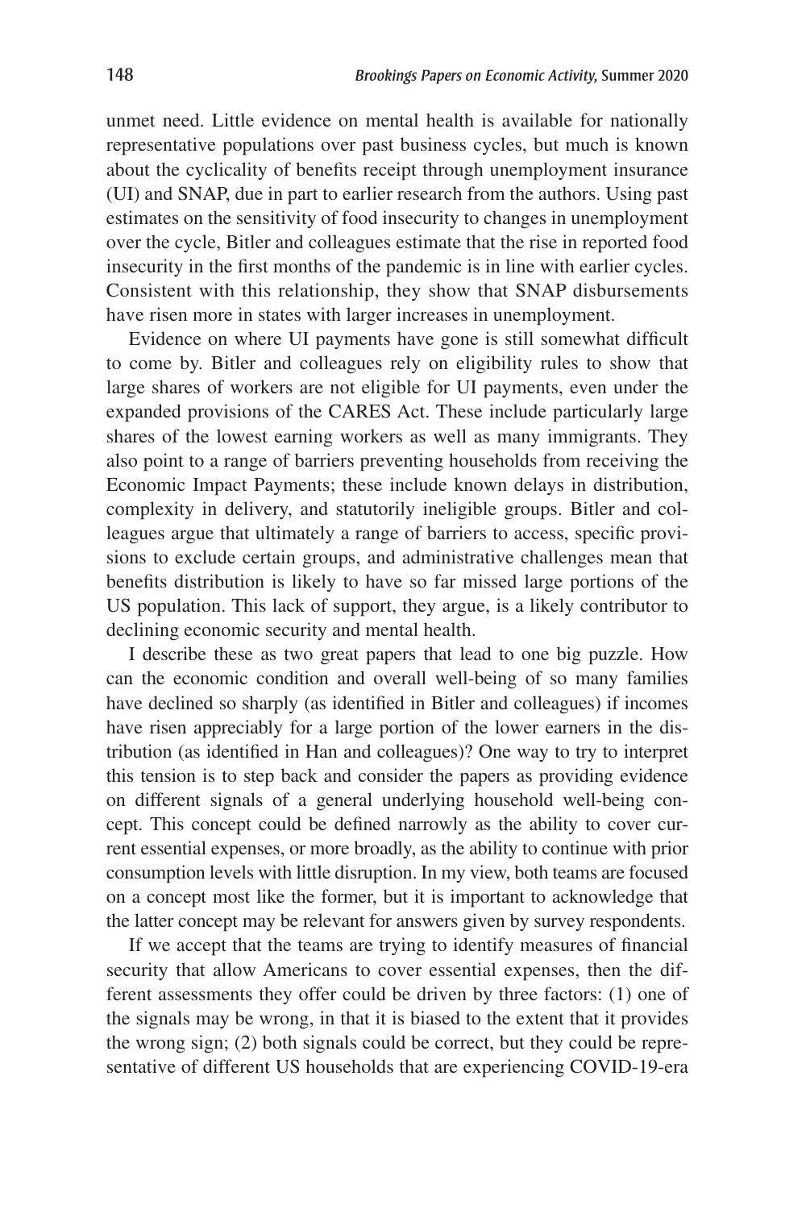unmet need. Little evidence on mental health is available for nationally representative populations over past business cycles, but much is known about the cyclicality of benefits receipt through unemployment insurance (UI) and SNAP, due in part to earlier research from the authors. Using past estimates on the sensitivity of food insecurity to changes in unemployment over the cycle, Bitler and colleagues estimate that the rise in reported food insecurity in the first months of the pandemic is in line with earlier cycles. Consistent with this relationship, they show that SNAP disbursements have risen more in states with larger increases in unemployment.

Evidence on where UI payments have gone is still somewhat difficult to come by. Bitler and colleagues rely on eligibility rules to show that large shares of workers are not eligible for UI payments, even under the expanded provisions of the CARES Act. These include particularly large shares of the lowest earning workers as well as many immigrants. They also point to a range of barriers preventing households from receiving the Economic Impact Payments; these include known delays in distribution, complexity in delivery, and statutorily ineligible groups. Bitler and colleagues argue that ultimately a range of barriers to access, specific provisions to exclude certain groups, and administrative challenges mean that benefits distribution is likely to have so far missed large portions of the US population. This lack of support, they argue, is a likely contributor to declining economic security and mental health.

I describe these as two great papers that lead to one big puzzle. How can the economic condition and overall well-being of so many families have declined so sharply (as identified in Bitler and colleagues) if incomes have risen appreciably for a large portion of the lower earners in the distribution (as identified in Han and colleagues)? One way to try to interpret this tension is to step back and consider the papers as providing evidence on different signals of a general underlying household well-being concept. This concept could be defined narrowly as the ability to cover current essential expenses, or more broadly, as the ability to continue with prior consumption levels with little disruption. In my view, both teams are focused on a concept most like the former, but it is important to acknowledge that the latter concept may be relevant for answers given by survey respondents.

If we accept that the teams are trying to identify measures of financial security that allow Americans to cover essential expenses, then the different assessments they offer could be driven by three factors: (1) one of the signals may be wrong, in that it is biased to the extent that it provides the wrong sign; (2) both signals could be correct, but they could be representative of different US households that are experiencing COVID-19-era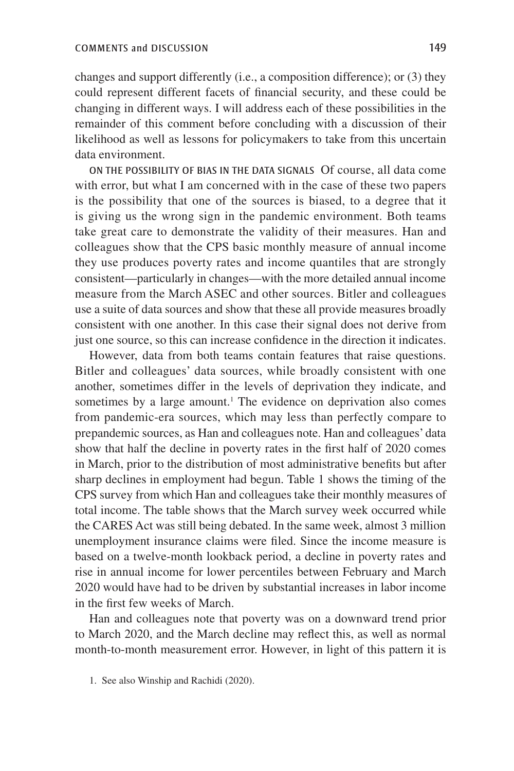changes and support differently (i.e., a composition difference); or (3) they could represent different facets of financial security, and these could be changing in different ways. I will address each of these possibilities in the remainder of this comment before concluding with a discussion of their likelihood as well as lessons for policymakers to take from this uncertain data environment.

ON THE POSSIBILITY OF BIAS IN THE DATA SIGNALS Of course, all data come with error, but what I am concerned with in the case of these two papers is the possibility that one of the sources is biased, to a degree that it is giving us the wrong sign in the pandemic environment. Both teams take great care to demonstrate the validity of their measures. Han and colleagues show that the CPS basic monthly measure of annual income they use produces poverty rates and income quantiles that are strongly consistent—particularly in changes—with the more detailed annual income measure from the March ASEC and other sources. Bitler and colleagues use a suite of data sources and show that these all provide measures broadly consistent with one another. In this case their signal does not derive from just one source, so this can increase confidence in the direction it indicates.

However, data from both teams contain features that raise questions. Bitler and colleagues' data sources, while broadly consistent with one another, sometimes differ in the levels of deprivation they indicate, and sometimes by a large amount.[1] The evidence on deprivation also comes from pandemic-era sources, which may less than perfectly compare to prepandemic sources, as Han and colleagues note. Han and colleagues' data show that half the decline in poverty rates in the first half of 2020 comes in March, prior to the distribution of most administrative benefits but after sharp declines in employment had begun. Table 1 shows the timing of the CPS survey from which Han and colleagues take their monthly measures of total income. The table shows that the March survey week occurred while the CARES Act was still being debated. In the same week, almost 3 million unemployment insurance claims were filed. Since the income measure is based on a twelve-month lookback period, a decline in poverty rates and rise in annual income for lower percentiles between February and March 2020 would have had to be driven by substantial increases in labor income in the first few weeks of March.

Han and colleagues note that poverty was on a downward trend prior to March 2020, and the March decline may reflect this, as well as normal month-to-month measurement error. However, in light of this pattern it is

1. See also Winship and Rachidi (2020).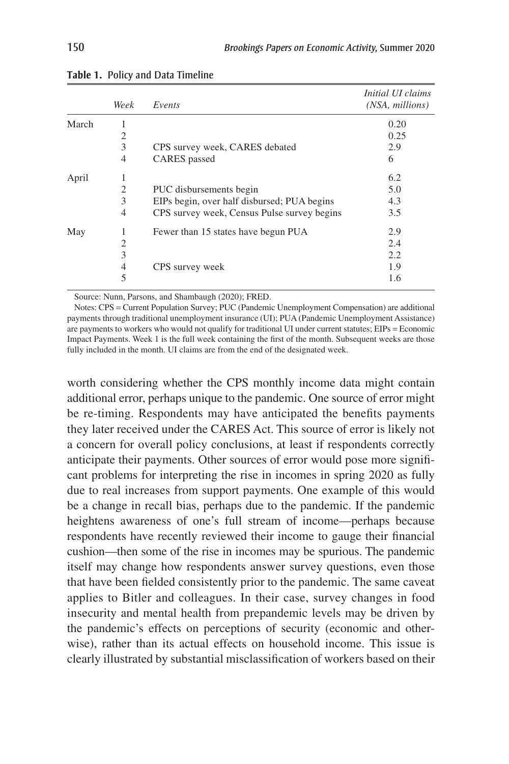**Table 1.** Policy and Data Timeline

| | Week | Events | *Initial UI claims (NSA, millions)* |
|---|---|---|---|
| March | 1 | | 0.20 |
| | 2 | | 0.25 |
| | 3 | CPS survey week, CARES debated | 2.9 |
| | 4 | CARES passed | 6 |
| April | 1 | | 6.2 |
| | 2 | PUC disbursements begin | 5.0 |
| | 3 | EIPs begin, over half disbursed; PUA begins | 4.3 |
| | 4 | CPS survey week, Census Pulse survey begins | 3.5 |
| May | 1 | Fewer than 15 states have begun PUA | 2.9 |
| | 2 | | 2.4 |
| | 3 | | 2.2 |
| | 4 | CPS survey week | 1.9 |
| | 5 | | 1.6 |

Source: Nunn, Parsons, and Shambaugh (2020); FRED.

Notes: CPS = Current Population Survey; PUC (Pandemic Unemployment Compensation) are additional payments through traditional unemployment insurance (UI); PUA (Pandemic Unemployment Assistance) are payments to workers who would not qualify for traditional UI under current statutes; EIPs = Economic Impact Payments. Week 1 is the full week containing the first of the month. Subsequent weeks are those fully included in the month. UI claims are from the end of the designated week.

worth considering whether the CPS monthly income data might contain additional error, perhaps unique to the pandemic. One source of error might be re-timing. Respondents may have anticipated the benefits payments they later received under the CARES Act. This source of error is likely not a concern for overall policy conclusions, at least if respondents correctly anticipate their payments. Other sources of error would pose more significant problems for interpreting the rise in incomes in spring 2020 as fully due to real increases from support payments. One example of this would be a change in recall bias, perhaps due to the pandemic. If the pandemic heightens awareness of one's full stream of income—perhaps because respondents have recently reviewed their income to gauge their financial cushion—then some of the rise in incomes may be spurious. The pandemic itself may change how respondents answer survey questions, even those that have been fielded consistently prior to the pandemic. The same caveat applies to Bitler and colleagues. In their case, survey changes in food insecurity and mental health from prepandemic levels may be driven by the pandemic's effects on perceptions of security (economic and otherwise), rather than its actual effects on household income. This issue is clearly illustrated by substantial misclassification of workers based on their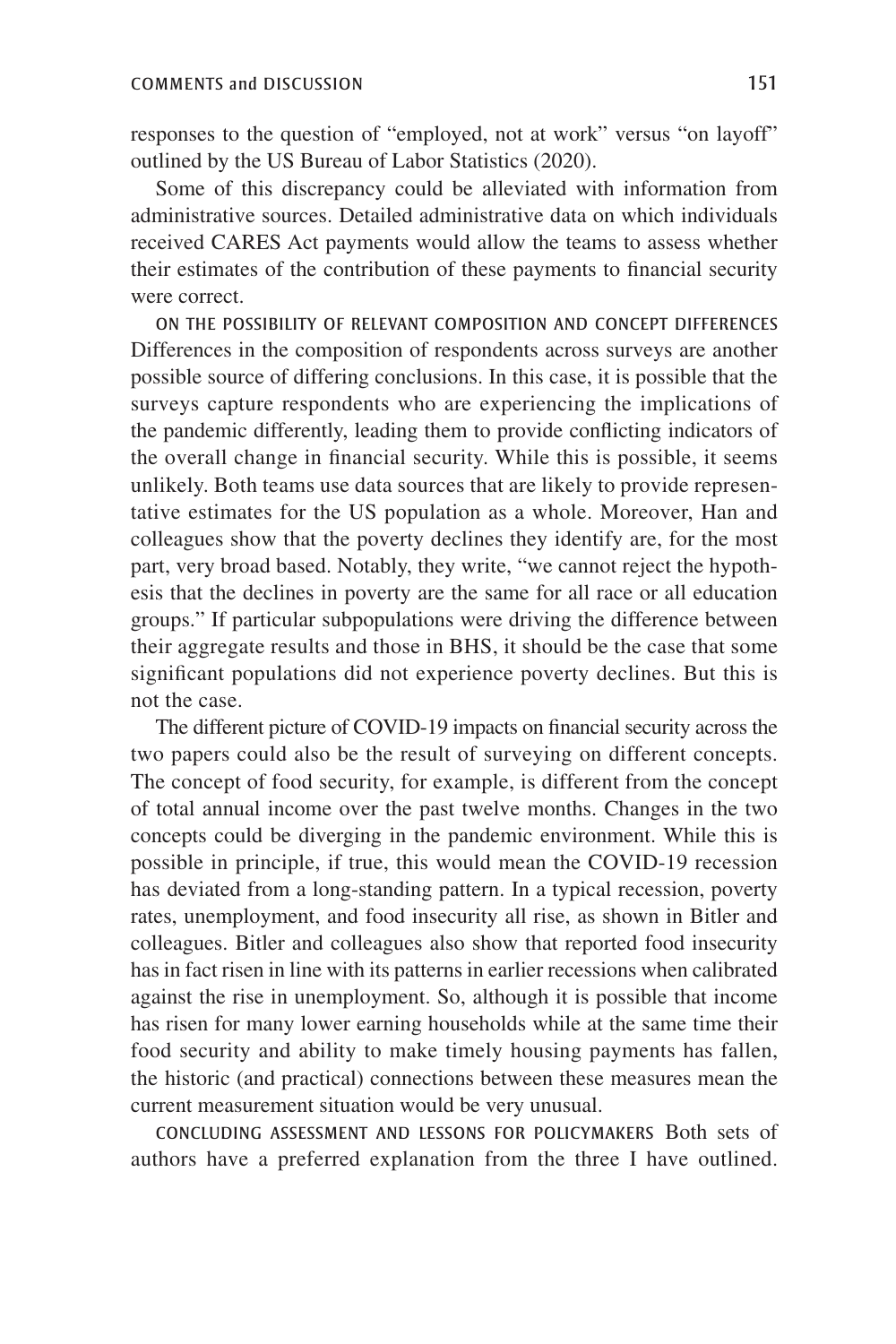responses to the question of "employed, not at work" versus "on layoff" outlined by the US Bureau of Labor Statistics (2020).

Some of this discrepancy could be alleviated with information from administrative sources. Detailed administrative data on which individuals received CARES Act payments would allow the teams to assess whether their estimates of the contribution of these payments to financial security were correct.

ON THE POSSIBILITY OF RELEVANT COMPOSITION AND CONCEPT DIFFERENCES Differences in the composition of respondents across surveys are another possible source of differing conclusions. In this case, it is possible that the surveys capture respondents who are experiencing the implications of the pandemic differently, leading them to provide conflicting indicators of the overall change in financial security. While this is possible, it seems unlikely. Both teams use data sources that are likely to provide representative estimates for the US population as a whole. Moreover, Han and colleagues show that the poverty declines they identify are, for the most part, very broad based. Notably, they write, "we cannot reject the hypothesis that the declines in poverty are the same for all race or all education groups." If particular subpopulations were driving the difference between their aggregate results and those in BHS, it should be the case that some significant populations did not experience poverty declines. But this is not the case.

The different picture of COVID-19 impacts on financial security across the two papers could also be the result of surveying on different concepts. The concept of food security, for example, is different from the concept of total annual income over the past twelve months. Changes in the two concepts could be diverging in the pandemic environment. While this is possible in principle, if true, this would mean the COVID-19 recession has deviated from a long-standing pattern. In a typical recession, poverty rates, unemployment, and food insecurity all rise, as shown in Bitler and colleagues. Bitler and colleagues also show that reported food insecurity has in fact risen in line with its patterns in earlier recessions when calibrated against the rise in unemployment. So, although it is possible that income has risen for many lower earning households while at the same time their food security and ability to make timely housing payments has fallen, the historic (and practical) connections between these measures mean the current measurement situation would be very unusual.

CONCLUDING ASSESSMENT AND LESSONS FOR POLICYMAKERS Both sets of authors have a preferred explanation from the three I have outlined.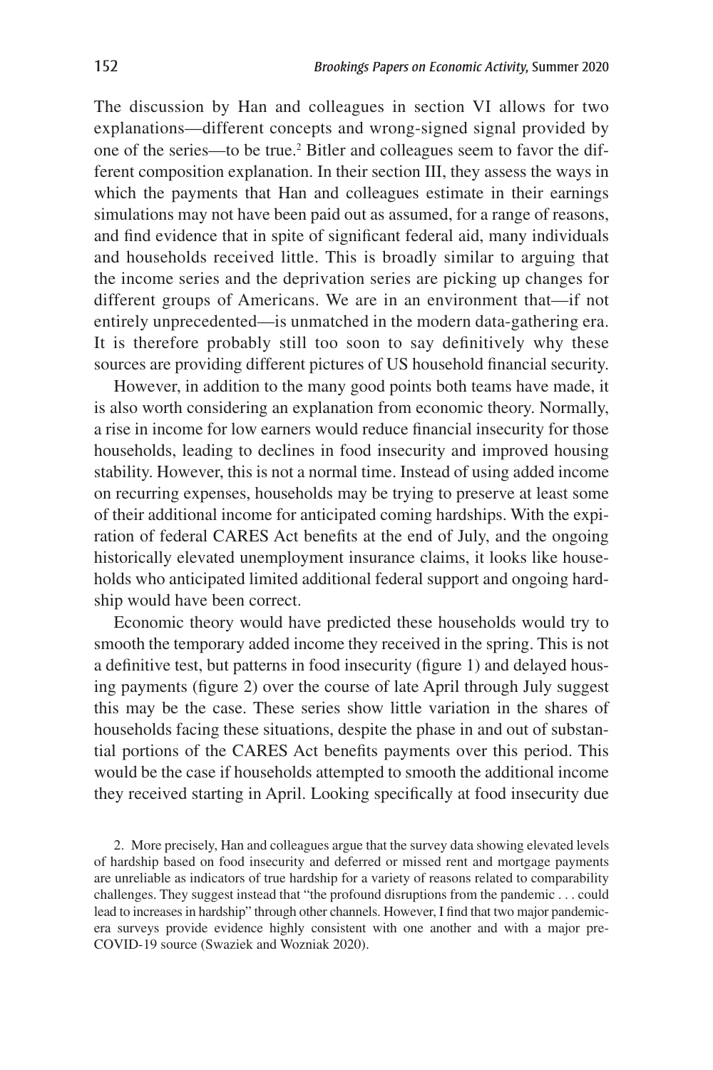The discussion by Han and colleagues in section VI allows for two explanations—different concepts and wrong-signed signal provided by one of the series—to be true.[2] Bitler and colleagues seem to favor the different composition explanation. In their section III, they assess the ways in which the payments that Han and colleagues estimate in their earnings simulations may not have been paid out as assumed, for a range of reasons, and find evidence that in spite of significant federal aid, many individuals and households received little. This is broadly similar to arguing that the income series and the deprivation series are picking up changes for different groups of Americans. We are in an environment that—if not entirely unprecedented—is unmatched in the modern data-gathering era. It is therefore probably still too soon to say definitively why these sources are providing different pictures of US household financial security.

However, in addition to the many good points both teams have made, it is also worth considering an explanation from economic theory. Normally, a rise in income for low earners would reduce financial insecurity for those households, leading to declines in food insecurity and improved housing stability. However, this is not a normal time. Instead of using added income on recurring expenses, households may be trying to preserve at least some of their additional income for anticipated coming hardships. With the expiration of federal CARES Act benefits at the end of July, and the ongoing historically elevated unemployment insurance claims, it looks like households who anticipated limited additional federal support and ongoing hardship would have been correct.

Economic theory would have predicted these households would try to smooth the temporary added income they received in the spring. This is not a definitive test, but patterns in food insecurity (figure 1) and delayed housing payments (figure 2) over the course of late April through July suggest this may be the case. These series show little variation in the shares of households facing these situations, despite the phase in and out of substantial portions of the CARES Act benefits payments over this period. This would be the case if households attempted to smooth the additional income they received starting in April. Looking specifically at food insecurity due

2. More precisely, Han and colleagues argue that the survey data showing elevated levels of hardship based on food insecurity and deferred or missed rent and mortgage payments are unreliable as indicators of true hardship for a variety of reasons related to comparability challenges. They suggest instead that "the profound disruptions from the pandemic . . . could lead to increases in hardship" through other channels. However, I find that two major pandemic-era surveys provide evidence highly consistent with one another and with a major pre-COVID-19 source (Swaziek and Wozniak 2020).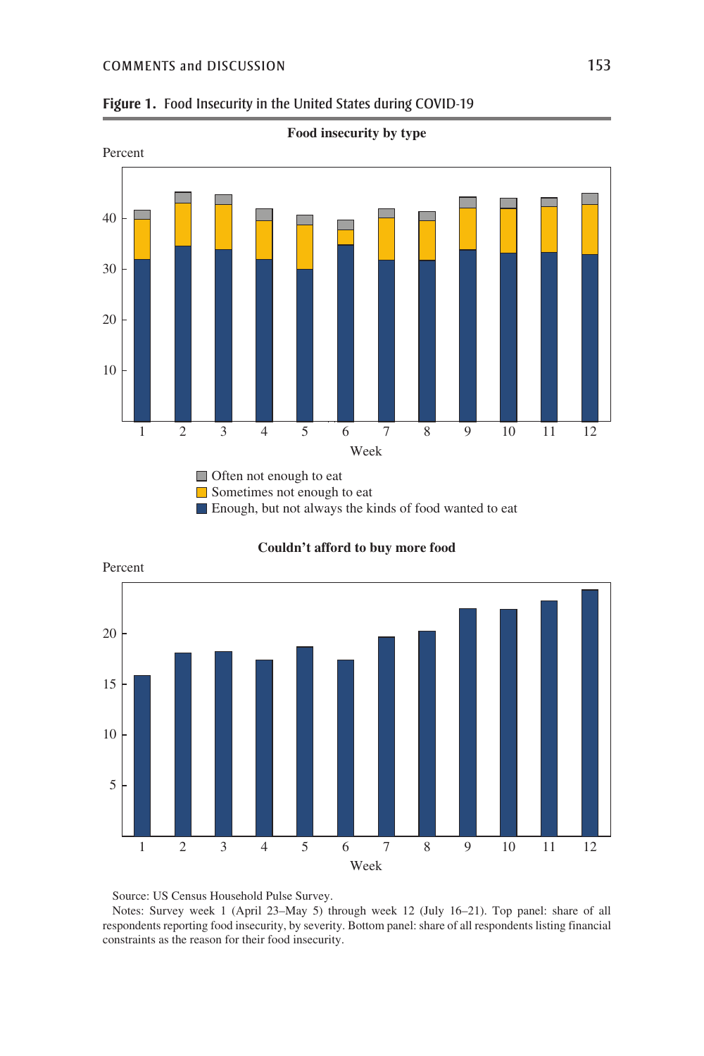**Figure 1.** Food Insecurity in the United States during COVID-19

**Food insecurity by type**

**Couldn't afford to buy more food**

Source: US Census Household Pulse Survey.

Notes: Survey week 1 (April 23–May 5) through week 12 (July 16–21). Top panel: share of all respondents reporting food insecurity, by severity. Bottom panel: share of all respondents listing financial constraints as the reason for their food insecurity.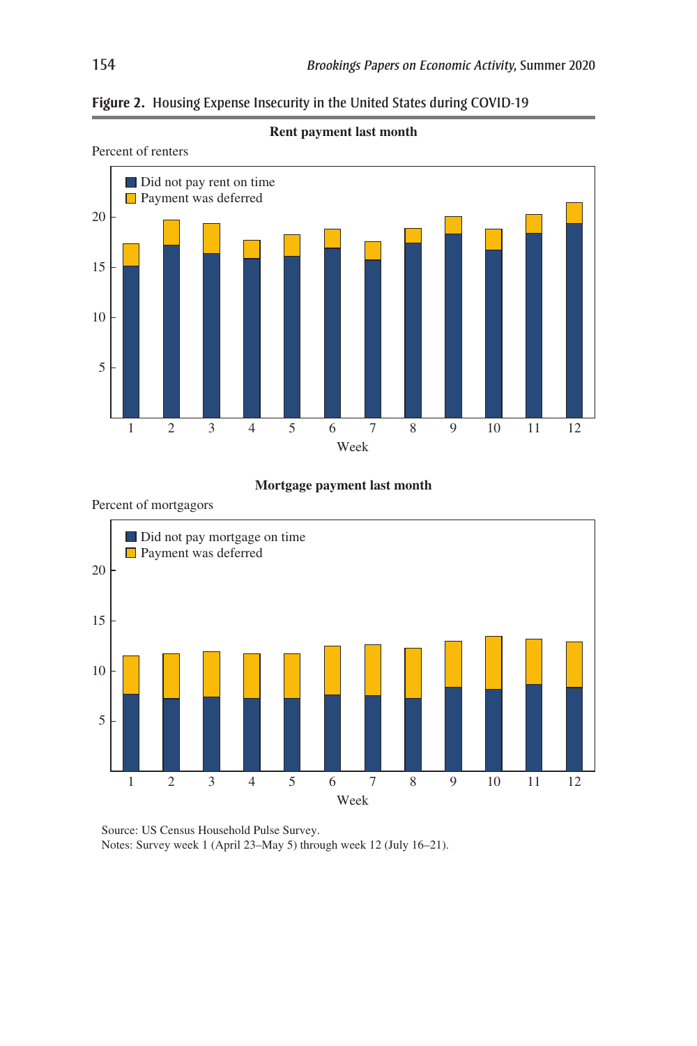**Figure 2.** Housing Expense Insecurity in the United States during COVID-19

**Rent payment last month**

Percent of renters

- Did not pay rent on time
- Payment was deferred

Week

**Mortgage payment last month**

Percent of mortgagors

- Did not pay mortgage on time
- Payment was deferred

Week

Source: US Census Household Pulse Survey.
Notes: Survey week 1 (April 23–May 5) through week 12 (July 16–21).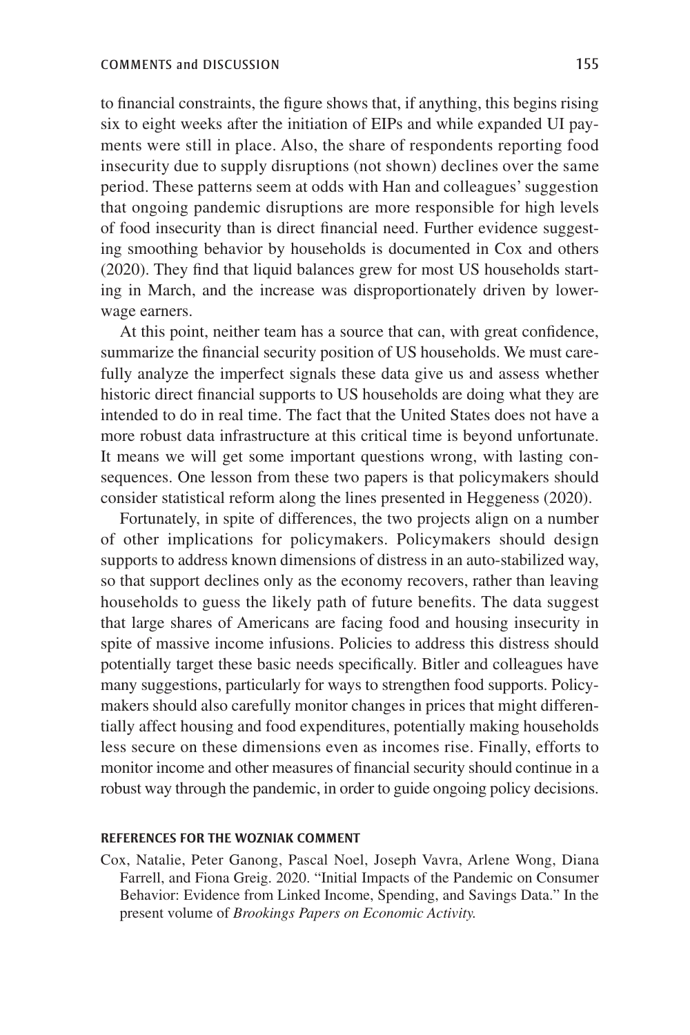to financial constraints, the figure shows that, if anything, this begins rising six to eight weeks after the initiation of EIPs and while expanded UI payments were still in place. Also, the share of respondents reporting food insecurity due to supply disruptions (not shown) declines over the same period. These patterns seem at odds with Han and colleagues' suggestion that ongoing pandemic disruptions are more responsible for high levels of food insecurity than is direct financial need. Further evidence suggesting smoothing behavior by households is documented in Cox and others (2020). They find that liquid balances grew for most US households starting in March, and the increase was disproportionately driven by lower-wage earners.

At this point, neither team has a source that can, with great confidence, summarize the financial security position of US households. We must carefully analyze the imperfect signals these data give us and assess whether historic direct financial supports to US households are doing what they are intended to do in real time. The fact that the United States does not have a more robust data infrastructure at this critical time is beyond unfortunate. It means we will get some important questions wrong, with lasting consequences. One lesson from these two papers is that policymakers should consider statistical reform along the lines presented in Heggeness (2020).

Fortunately, in spite of differences, the two projects align on a number of other implications for policymakers. Policymakers should design supports to address known dimensions of distress in an auto-stabilized way, so that support declines only as the economy recovers, rather than leaving households to guess the likely path of future benefits. The data suggest that large shares of Americans are facing food and housing insecurity in spite of massive income infusions. Policies to address this distress should potentially target these basic needs specifically. Bitler and colleagues have many suggestions, particularly for ways to strengthen food supports. Policymakers should also carefully monitor changes in prices that might differentially affect housing and food expenditures, potentially making households less secure on these dimensions even as incomes rise. Finally, efforts to monitor income and other measures of financial security should continue in a robust way through the pandemic, in order to guide ongoing policy decisions.

#### REFERENCES FOR THE WOZNIAK COMMENT

Cox, Natalie, Peter Ganong, Pascal Noel, Joseph Vavra, Arlene Wong, Diana Farrell, and Fiona Greig. 2020. "Initial Impacts of the Pandemic on Consumer Behavior: Evidence from Linked Income, Spending, and Savings Data." In the present volume of *Brookings Papers on Economic Activity.*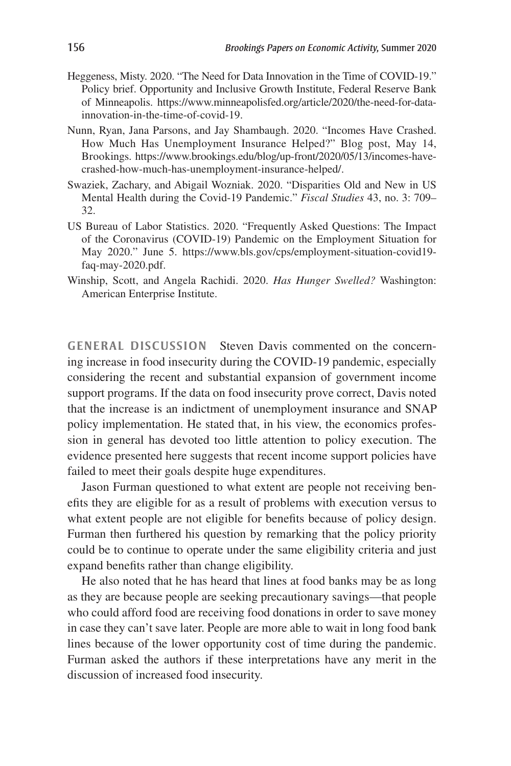Heggeness, Misty. 2020. "The Need for Data Innovation in the Time of COVID-19." Policy brief. Opportunity and Inclusive Growth Institute, Federal Reserve Bank of Minneapolis. https://www.minneapolisfed.org/article/2020/the-need-for-data-innovation-in-the-time-of-covid-19.

Nunn, Ryan, Jana Parsons, and Jay Shambaugh. 2020. "Incomes Have Crashed. How Much Has Unemployment Insurance Helped?" Blog post, May 14, Brookings. https://www.brookings.edu/blog/up-front/2020/05/13/incomes-have-crashed-how-much-has-unemployment-insurance-helped/.

Swaziek, Zachary, and Abigail Wozniak. 2020. "Disparities Old and New in US Mental Health during the Covid-19 Pandemic." *Fiscal Studies* 43, no. 3: 709–32.

US Bureau of Labor Statistics. 2020. "Frequently Asked Questions: The Impact of the Coronavirus (COVID-19) Pandemic on the Employment Situation for May 2020." June 5. https://www.bls.gov/cps/employment-situation-covid19-faq-may-2020.pdf.

Winship, Scott, and Angela Rachidi. 2020. *Has Hunger Swelled?* Washington: American Enterprise Institute.

**GENERAL DISCUSSION** Steven Davis commented on the concerning increase in food insecurity during the COVID-19 pandemic, especially considering the recent and substantial expansion of government income support programs. If the data on food insecurity prove correct, Davis noted that the increase is an indictment of unemployment insurance and SNAP policy implementation. He stated that, in his view, the economics profession in general has devoted too little attention to policy execution. The evidence presented here suggests that recent income support policies have failed to meet their goals despite huge expenditures.

Jason Furman questioned to what extent are people not receiving benefits they are eligible for as a result of problems with execution versus to what extent people are not eligible for benefits because of policy design. Furman then furthered his question by remarking that the policy priority could be to continue to operate under the same eligibility criteria and just expand benefits rather than change eligibility.

He also noted that he has heard that lines at food banks may be as long as they are because people are seeking precautionary savings—that people who could afford food are receiving food donations in order to save money in case they can't save later. People are more able to wait in long food bank lines because of the lower opportunity cost of time during the pandemic. Furman asked the authors if these interpretations have any merit in the discussion of increased food insecurity.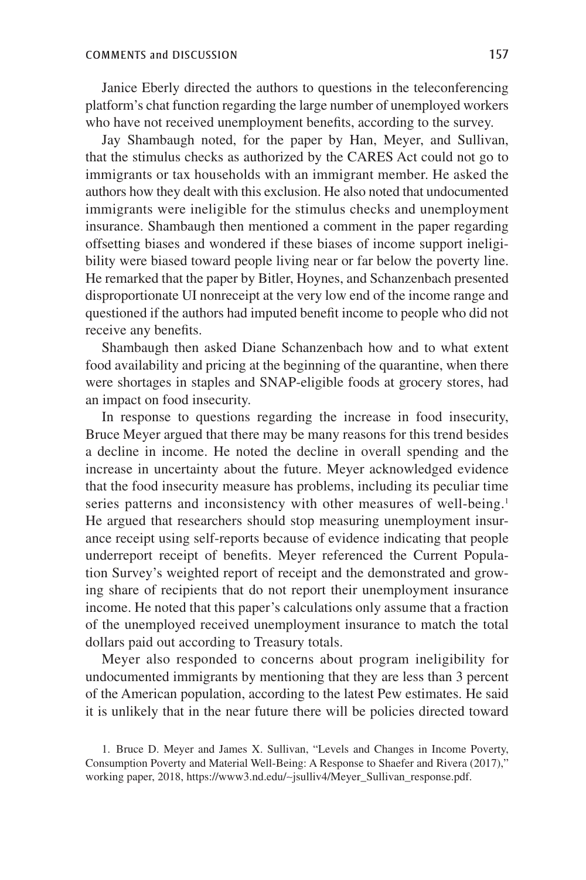Janice Eberly directed the authors to questions in the teleconferencing platform's chat function regarding the large number of unemployed workers who have not received unemployment benefits, according to the survey.

Jay Shambaugh noted, for the paper by Han, Meyer, and Sullivan, that the stimulus checks as authorized by the CARES Act could not go to immigrants or tax households with an immigrant member. He asked the authors how they dealt with this exclusion. He also noted that undocumented immigrants were ineligible for the stimulus checks and unemployment insurance. Shambaugh then mentioned a comment in the paper regarding offsetting biases and wondered if these biases of income support ineligibility were biased toward people living near or far below the poverty line. He remarked that the paper by Bitler, Hoynes, and Schanzenbach presented disproportionate UI nonreceipt at the very low end of the income range and questioned if the authors had imputed benefit income to people who did not receive any benefits.

Shambaugh then asked Diane Schanzenbach how and to what extent food availability and pricing at the beginning of the quarantine, when there were shortages in staples and SNAP-eligible foods at grocery stores, had an impact on food insecurity.

In response to questions regarding the increase in food insecurity, Bruce Meyer argued that there may be many reasons for this trend besides a decline in income. He noted the decline in overall spending and the increase in uncertainty about the future. Meyer acknowledged evidence that the food insecurity measure has problems, including its peculiar time series patterns and inconsistency with other measures of well-being.[1] He argued that researchers should stop measuring unemployment insurance receipt using self-reports because of evidence indicating that people underreport receipt of benefits. Meyer referenced the Current Population Survey's weighted report of receipt and the demonstrated and growing share of recipients that do not report their unemployment insurance income. He noted that this paper's calculations only assume that a fraction of the unemployed received unemployment insurance to match the total dollars paid out according to Treasury totals.

Meyer also responded to concerns about program ineligibility for undocumented immigrants by mentioning that they are less than 3 percent of the American population, according to the latest Pew estimates. He said it is unlikely that in the near future there will be policies directed toward

1. Bruce D. Meyer and James X. Sullivan, "Levels and Changes in Income Poverty, Consumption Poverty and Material Well-Being: A Response to Shaefer and Rivera (2017)," working paper, 2018, https://www3.nd.edu/~jsulliv4/Meyer_Sullivan_response.pdf.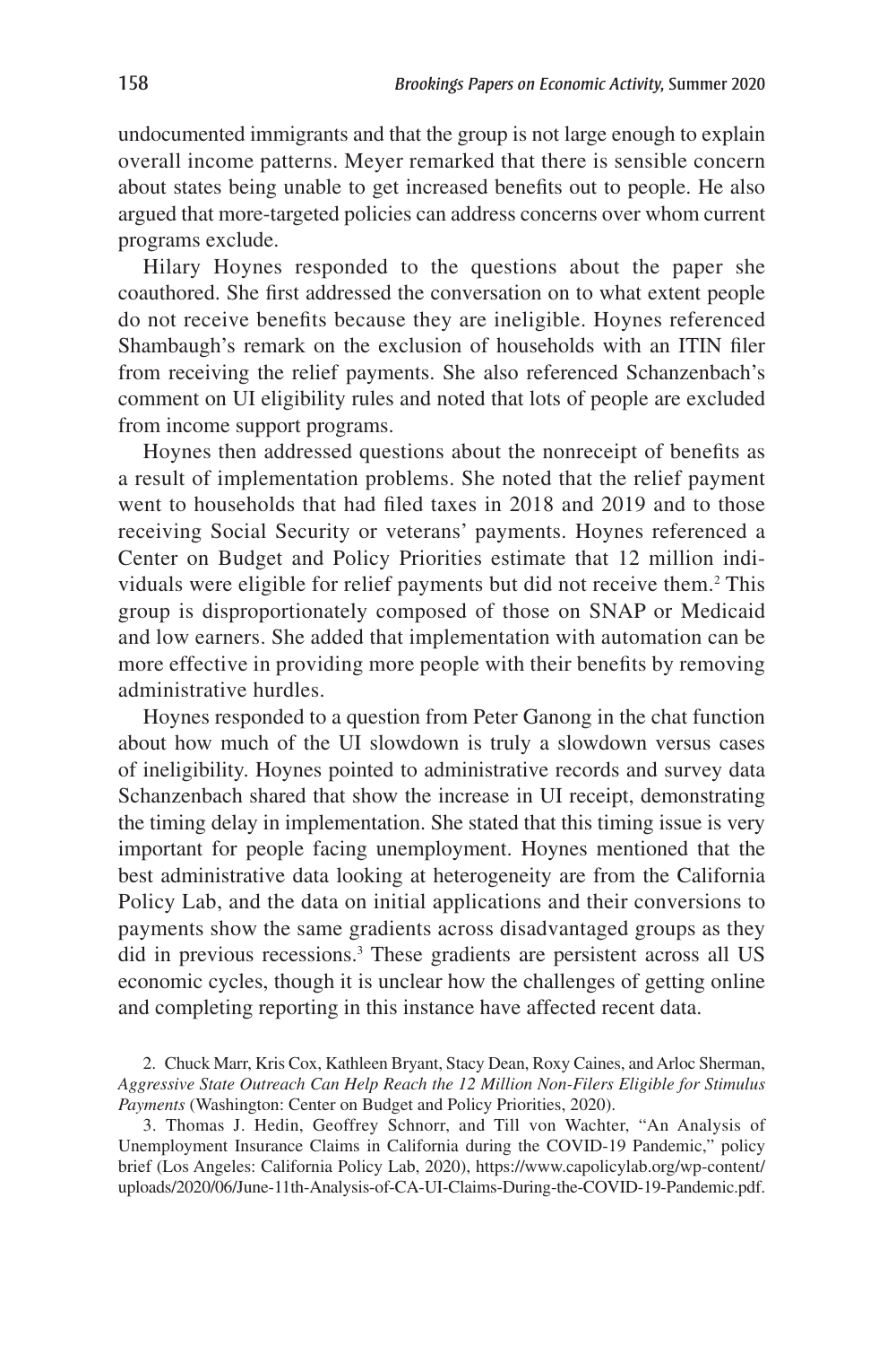undocumented immigrants and that the group is not large enough to explain overall income patterns. Meyer remarked that there is sensible concern about states being unable to get increased benefits out to people. He also argued that more-targeted policies can address concerns over whom current programs exclude.

Hilary Hoynes responded to the questions about the paper she coauthored. She first addressed the conversation on to what extent people do not receive benefits because they are ineligible. Hoynes referenced Shambaugh's remark on the exclusion of households with an ITIN filer from receiving the relief payments. She also referenced Schanzenbach's comment on UI eligibility rules and noted that lots of people are excluded from income support programs.

Hoynes then addressed questions about the nonreceipt of benefits as a result of implementation problems. She noted that the relief payment went to households that had filed taxes in 2018 and 2019 and to those receiving Social Security or veterans' payments. Hoynes referenced a Center on Budget and Policy Priorities estimate that 12 million individuals were eligible for relief payments but did not receive them.[2] This group is disproportionately composed of those on SNAP or Medicaid and low earners. She added that implementation with automation can be more effective in providing more people with their benefits by removing administrative hurdles.

Hoynes responded to a question from Peter Ganong in the chat function about how much of the UI slowdown is truly a slowdown versus cases of ineligibility. Hoynes pointed to administrative records and survey data Schanzenbach shared that show the increase in UI receipt, demonstrating the timing delay in implementation. She stated that this timing issue is very important for people facing unemployment. Hoynes mentioned that the best administrative data looking at heterogeneity are from the California Policy Lab, and the data on initial applications and their conversions to payments show the same gradients across disadvantaged groups as they did in previous recessions.[3] These gradients are persistent across all US economic cycles, though it is unclear how the challenges of getting online and completing reporting in this instance have affected recent data.

2. Chuck Marr, Kris Cox, Kathleen Bryant, Stacy Dean, Roxy Caines, and Arloc Sherman, *Aggressive State Outreach Can Help Reach the 12 Million Non-Filers Eligible for Stimulus Payments* (Washington: Center on Budget and Policy Priorities, 2020).

3. Thomas J. Hedin, Geoffrey Schnorr, and Till von Wachter, "An Analysis of Unemployment Insurance Claims in California during the COVID-19 Pandemic," policy brief (Los Angeles: California Policy Lab, 2020), https://www.capolicylab.org/wp-content/uploads/2020/06/June-11th-Analysis-of-CA-UI-Claims-During-the-COVID-19-Pandemic.pdf.